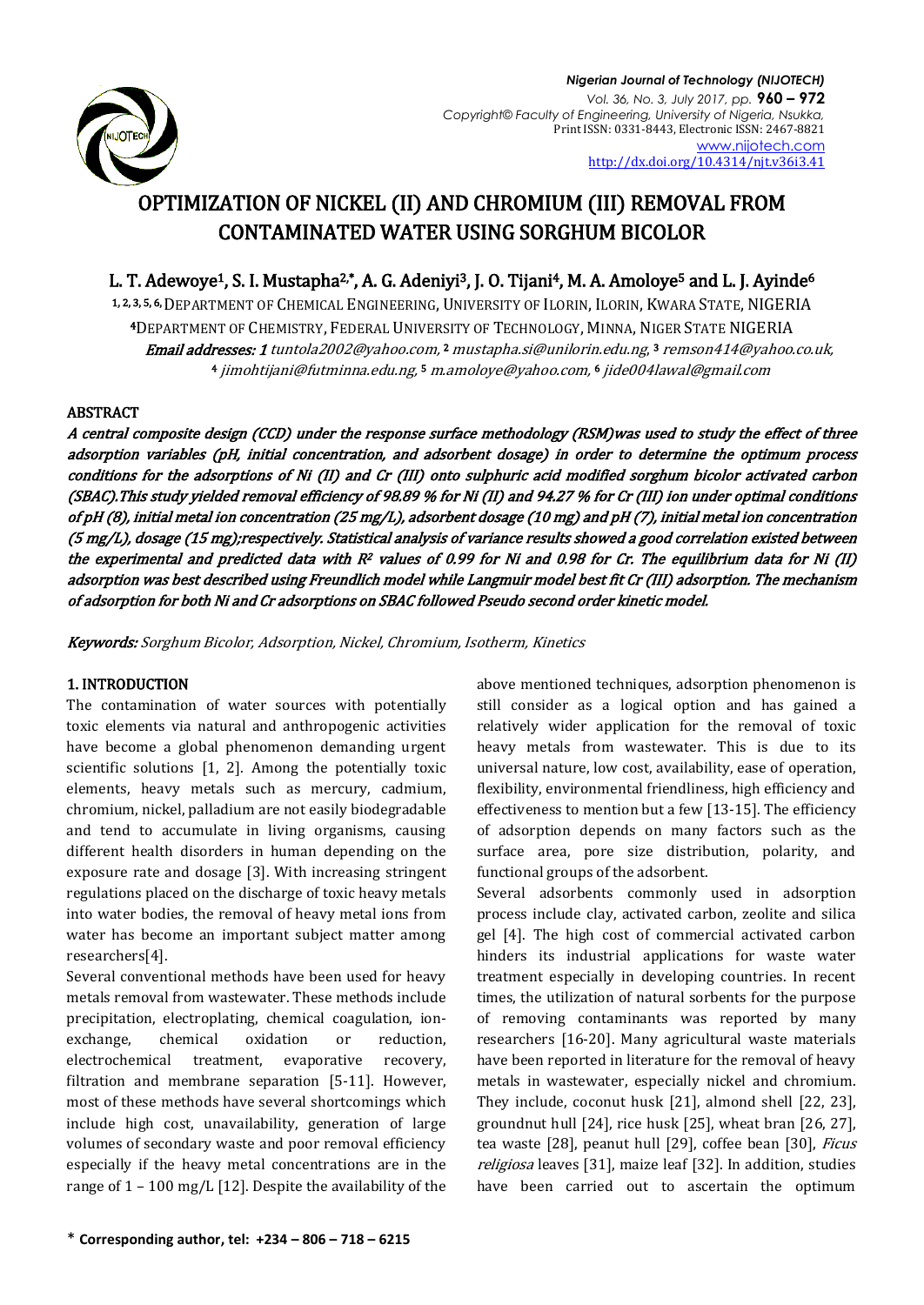# OPTIMIZATION OF NICKEL (II) AND CHROMIUM (III) REMOVAL FROM CONTAMINATED WATER USING SORGHUM BICOLOR

**L. T. Adewoye[1], S. I. Mustapha[2,*], A. G. Adeniyi[3], J. O. Tijani[4], M. A. Amoloye[5] and L. J. Ayinde[6]**

[1, 2, 3, 5, 6] DEPARTMENT OF CHEMICAL ENGINEERING, UNIVERSITY OF ILORIN, ILORIN, KWARA STATE, NIGERIA

[4] DEPARTMENT OF CHEMISTRY, FEDERAL UNIVERSITY OF TECHNOLOGY, MINNA, NIGER STATE NIGERIA

***Email addresses:*** *1 tuntola2002@yahoo.com,* *2 mustapha.si@unilorin.edu.ng,* *3 remson414@yahoo.co.uk,* *4 jimohtijani@futminna.edu.ng,* *5 m.amoloye@yahoo.com,* *6 jide004lawal@gmail.com*

## ABSTRACT

***A central composite design (CCD) under the response surface methodology (RSM)was used to study the effect of three adsorption variables (pH, initial concentration, and adsorbent dosage) in order to determine the optimum process conditions for the adsorptions of Ni (II) and Cr (III) onto sulphuric acid modified sorghum bicolor activated carbon (SBAC).This study yielded removal efficiency of 98.89 % for Ni (II) and 94.27 % for Cr (III) ion under optimal conditions of pH (8), initial metal ion concentration (25 mg/L), adsorbent dosage (10 mg) and pH (7), initial metal ion concentration (5 mg/L), dosage (15 mg);respectively. Statistical analysis of variance results showed a good correlation existed between the experimental and predicted data with $R^2$ values of 0.99 for Ni and 0.98 for Cr. The equilibrium data for Ni (II) adsorption was best described using Freundlich model while Langmuir model best fit Cr (III) adsorption. The mechanism of adsorption for both Ni and Cr adsorptions on SBAC followed Pseudo second order kinetic model.***

***Keywords:*** *Sorghum Bicolor, Adsorption, Nickel, Chromium, Isotherm, Kinetics*

## 1. INTRODUCTION

The contamination of water sources with potentially toxic elements via natural and anthropogenic activities have become a global phenomenon demanding urgent scientific solutions [1, 2]. Among the potentially toxic elements, heavy metals such as mercury, cadmium, chromium, nickel, palladium are not easily biodegradable and tend to accumulate in living organisms, causing different health disorders in human depending on the exposure rate and dosage [3]. With increasing stringent regulations placed on the discharge of toxic heavy metals into water bodies, the removal of heavy metal ions from water has become an important subject matter among researchers[4].

Several conventional methods have been used for heavy metals removal from wastewater. These methods include precipitation, electroplating, chemical coagulation, ion-exchange, chemical oxidation or reduction, electrochemical treatment, evaporative recovery, filtration and membrane separation [5-11]. However, most of these methods have several shortcomings which include high cost, unavailability, generation of large volumes of secondary waste and poor removal efficiency especially if the heavy metal concentrations are in the range of 1 – 100 mg/L [12]. Despite the availability of the above mentioned techniques, adsorption phenomenon is still consider as a logical option and has gained a relatively wider application for the removal of toxic heavy metals from wastewater. This is due to its universal nature, low cost, availability, ease of operation, flexibility, environmental friendliness, high efficiency and effectiveness to mention but a few [13-15]. The efficiency of adsorption depends on many factors such as the surface area, pore size distribution, polarity, and functional groups of the adsorbent.

Several adsorbents commonly used in adsorption process include clay, activated carbon, zeolite and silica gel [4]. The high cost of commercial activated carbon hinders its industrial applications for waste water treatment especially in developing countries. In recent times, the utilization of natural sorbents for the purpose of removing contaminants was reported by many researchers [16-20]. Many agricultural waste materials have been reported in literature for the removal of heavy metals in wastewater, especially nickel and chromium. They include, coconut husk [21], almond shell [22, 23], groundnut hull [24], rice husk [25], wheat bran [26, 27], tea waste [28], peanut hull [29], coffee bean [30], *Ficus religiosa* leaves [31], maize leaf [32]. In addition, studies have been carried out to ascertain the optimum

\* **Corresponding author, tel: +234 – 806 – 718 – 6215**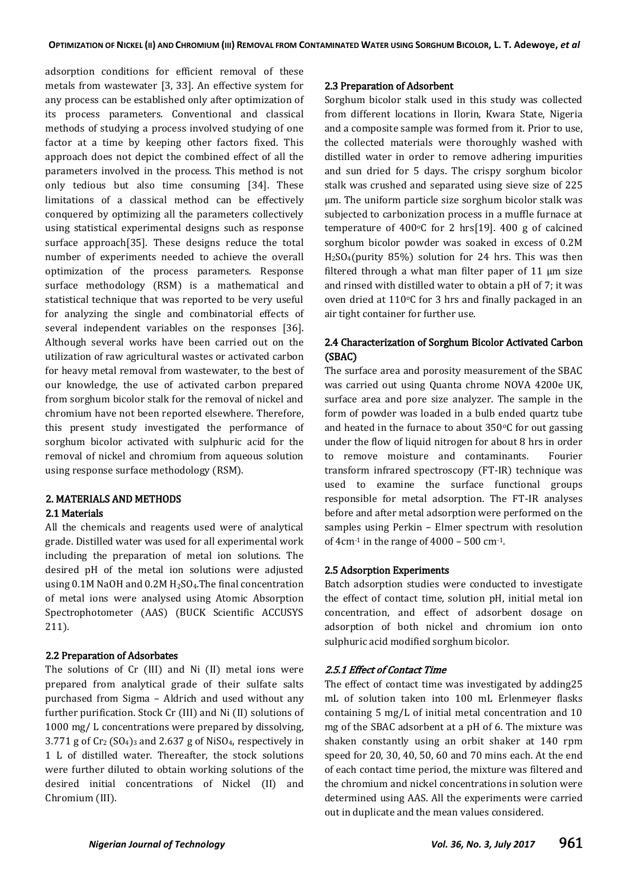adsorption conditions for efficient removal of these metals from wastewater [3, 33]. An effective system for any process can be established only after optimization of its process parameters. Conventional and classical methods of studying a process involved studying of one factor at a time by keeping other factors fixed. This approach does not depict the combined effect of all the parameters involved in the process. This method is not only tedious but also time consuming [34]. These limitations of a classical method can be effectively conquered by optimizing all the parameters collectively using statistical experimental designs such as response surface approach[35]. These designs reduce the total number of experiments needed to achieve the overall optimization of the process parameters. Response surface methodology (RSM) is a mathematical and statistical technique that was reported to be very useful for analyzing the single and combinatorial effects of several independent variables on the responses [36]. Although several works have been carried out on the utilization of raw agricultural wastes or activated carbon for heavy metal removal from wastewater, to the best of our knowledge, the use of activated carbon prepared from sorghum bicolor stalk for the removal of nickel and chromium have not been reported elsewhere. Therefore, this present study investigated the performance of sorghum bicolor activated with sulphuric acid for the removal of nickel and chromium from aqueous solution using response surface methodology (RSM).

## 2. MATERIALS AND METHODS

### 2.1 Materials

All the chemicals and reagents used were of analytical grade. Distilled water was used for all experimental work including the preparation of metal ion solutions. The desired pH of the metal ion solutions were adjusted using 0.1M NaOH and 0.2M $H_2SO_4$.The final concentration of metal ions were analysed using Atomic Absorption Spectrophotometer (AAS) (BUCK Scientific ACCUSYS 211).

### 2.2 Preparation of Adsorbates

The solutions of Cr (III) and Ni (II) metal ions were prepared from analytical grade of their sulfate salts purchased from Sigma – Aldrich and used without any further purification. Stock Cr (III) and Ni (II) solutions of 1000 mg/ L concentrations were prepared by dissolving, 3.771 g of $Cr_2(SO_4)_3$ and 2.637 g of $NiSO_4$, respectively in 1 L of distilled water. Thereafter, the stock solutions were further diluted to obtain working solutions of the desired initial concentrations of Nickel (II) and Chromium (III).

### 2.3 Preparation of Adsorbent

Sorghum bicolor stalk used in this study was collected from different locations in Ilorin, Kwara State, Nigeria and a composite sample was formed from it. Prior to use, the collected materials were thoroughly washed with distilled water in order to remove adhering impurities and sun dried for 5 days. The crispy sorghum bicolor stalk was crushed and separated using sieve size of 225 µm. The uniform particle size sorghum bicolor stalk was subjected to carbonization process in a muffle furnace at temperature of 400°C for 2 hrs[19]. 400 g of calcined sorghum bicolor powder was soaked in excess of 0.2M $H_2SO_4$(purity 85%) solution for 24 hrs. This was then filtered through a what man filter paper of 11 µm size and rinsed with distilled water to obtain a pH of 7; it was oven dried at 110°C for 3 hrs and finally packaged in an air tight container for further use.

### 2.4 Characterization of Sorghum Bicolor Activated Carbon (SBAC)

The surface area and porosity measurement of the SBAC was carried out using Quanta chrome NOVA 4200e UK, surface area and pore size analyzer. The sample in the form of powder was loaded in a bulb ended quartz tube and heated in the furnace to about 350°C for out gassing under the flow of liquid nitrogen for about 8 hrs in order to remove moisture and contaminants. Fourier transform infrared spectroscopy (FT-IR) technique was used to examine the surface functional groups responsible for metal adsorption. The FT-IR analyses before and after metal adsorption were performed on the samples using Perkin – Elmer spectrum with resolution of 4cm$^{-1}$ in the range of 4000 – 500 cm$^{-1}$.

### 2.5 Adsorption Experiments

Batch adsorption studies were conducted to investigate the effect of contact time, solution pH, initial metal ion concentration, and effect of adsorbent dosage on adsorption of both nickel and chromium ion onto sulphuric acid modified sorghum bicolor.

#### *2.5.1 Effect of Contact Time*

The effect of contact time was investigated by adding25 mL of solution taken into 100 mL Erlenmeyer flasks containing 5 mg/L of initial metal concentration and 10 mg of the SBAC adsorbent at a pH of 6. The mixture was shaken constantly using an orbit shaker at 140 rpm speed for 20, 30, 40, 50, 60 and 70 mins each. At the end of each contact time period, the mixture was filtered and the chromium and nickel concentrations in solution were determined using AAS. All the experiments were carried out in duplicate and the mean values considered.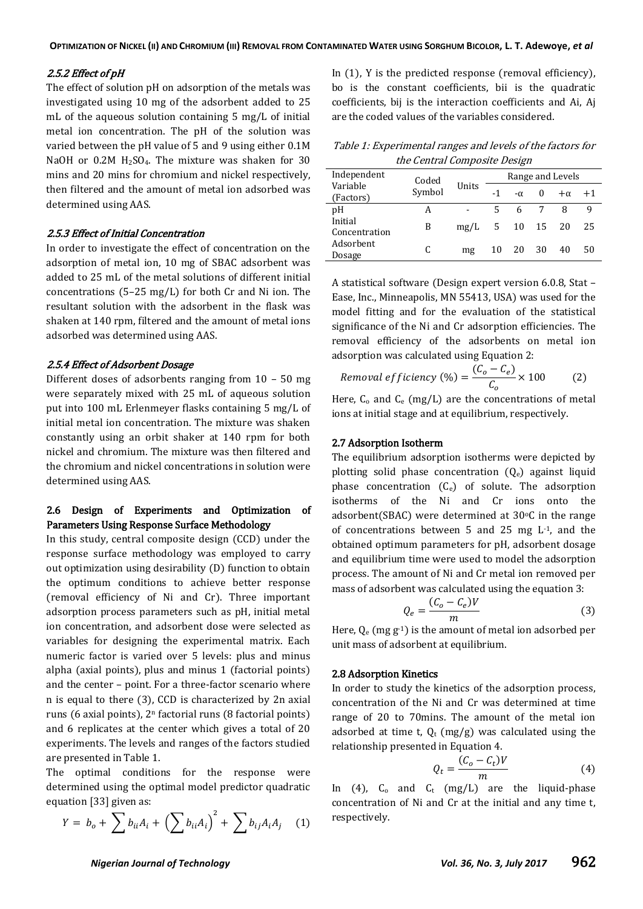#### 2.5.2 Effect of pH

The effect of solution pH on adsorption of the metals was investigated using 10 mg of the adsorbent added to 25 mL of the aqueous solution containing 5 mg/L of initial metal ion concentration. The pH of the solution was varied between the pH value of 5 and 9 using either 0.1M NaOH or 0.2M $H_2SO_4$. The mixture was shaken for 30 mins and 20 mins for chromium and nickel respectively, then filtered and the amount of metal ion adsorbed was determined using AAS.

#### 2.5.3 Effect of Initial Concentration

In order to investigate the effect of concentration on the adsorption of metal ion, 10 mg of SBAC adsorbent was added to 25 mL of the metal solutions of different initial concentrations (5–25 mg/L) for both Cr and Ni ion. The resultant solution with the adsorbent in the flask was shaken at 140 rpm, filtered and the amount of metal ions adsorbed was determined using AAS.

#### 2.5.4 Effect of Adsorbent Dosage

Different doses of adsorbents ranging from 10 – 50 mg were separately mixed with 25 mL of aqueous solution put into 100 mL Erlenmeyer flasks containing 5 mg/L of initial metal ion concentration. The mixture was shaken constantly using an orbit shaker at 140 rpm for both nickel and chromium. The mixture was then filtered and the chromium and nickel concentrations in solution were determined using AAS.

### 2.6 Design of Experiments and Optimization of Parameters Using Response Surface Methodology

In this study, central composite design (CCD) under the response surface methodology was employed to carry out optimization using desirability (D) function to obtain the optimum conditions to achieve better response (removal efficiency of Ni and Cr). Three important adsorption process parameters such as pH, initial metal ion concentration, and adsorbent dose were selected as variables for designing the experimental matrix. Each numeric factor is varied over 5 levels: plus and minus alpha (axial points), plus and minus 1 (factorial points) and the center – point. For a three-factor scenario where n is equal to there (3), CCD is characterized by 2n axial runs (6 axial points), $2^n$ factorial runs (8 factorial points) and 6 replicates at the center which gives a total of 20 experiments. The levels and ranges of the factors studied are presented in Table 1.

The optimal conditions for the response were determined using the optimal model predictor quadratic equation [33] given as:

$$Y = b_o + \sum b_{ii} A_i + \left(\sum b_{ii} A_i\right)^2 + \sum b_{ij} A_i A_j \quad (1)$$

In (1), Y is the predicted response (removal efficiency), bo is the constant coefficients, bii is the quadratic coefficients, bij is the interaction coefficients and Ai, Aj are the coded values of the variables considered.

*Table 1: Experimental ranges and levels of the factors for the Central Composite Design*

| Independent Variable (Factors) | Coded Symbol | Units | Range and Levels | | | | |
|---|---|---|---|---|---|---|---|
| | | | -1 | -α | 0 | +α | +1 |
| pH | A | - | 5 | 6 | 7 | 8 | 9 |
| Initial Concentration | B | mg/L | 5 | 10 | 15 | 20 | 25 |
| Adsorbent Dosage | C | mg | 10 | 20 | 30 | 40 | 50 |

A statistical software (Design expert version 6.0.8, Stat – Ease, Inc., Minneapolis, MN 55413, USA) was used for the model fitting and for the evaluation of the statistical significance of the Ni and Cr adsorption efficiencies. The removal efficiency of the adsorbents on metal ion adsorption was calculated using Equation 2:

$$Removal\ efficiency\ (\%) = \frac{(C_o - C_e)}{C_o} \times 100 \qquad (2)$$

Here, $C_o$ and $C_e$ (mg/L) are the concentrations of metal ions at initial stage and at equilibrium, respectively.

### 2.7 Adsorption Isotherm

The equilibrium adsorption isotherms were depicted by plotting solid phase concentration ($Q_e$) against liquid phase concentration ($C_e$) of solute. The adsorption isotherms of the Ni and Cr ions onto the adsorbent(SBAC) were determined at 30°C in the range of concentrations between 5 and 25 mg $L^{-1}$, and the obtained optimum parameters for pH, adsorbent dosage and equilibrium time were used to model the adsorption process. The amount of Ni and Cr metal ion removed per mass of adsorbent was calculated using the equation 3:

$$Q_e = \frac{(C_o - C_e)V}{m} \qquad (3)$$

Here, $Q_e$ (mg $g^{-1}$) is the amount of metal ion adsorbed per unit mass of adsorbent at equilibrium.

### 2.8 Adsorption Kinetics

In order to study the kinetics of the adsorption process, concentration of the Ni and Cr was determined at time range of 20 to 70mins. The amount of the metal ion adsorbed at time t, $Q_t$ (mg/g) was calculated using the relationship presented in Equation 4.

$$Q_t = \frac{(C_o - C_t)V}{m} \qquad (4)$$

In (4), $C_o$ and $C_t$ (mg/L) are the liquid-phase concentration of Ni and Cr at the initial and any time t, respectively.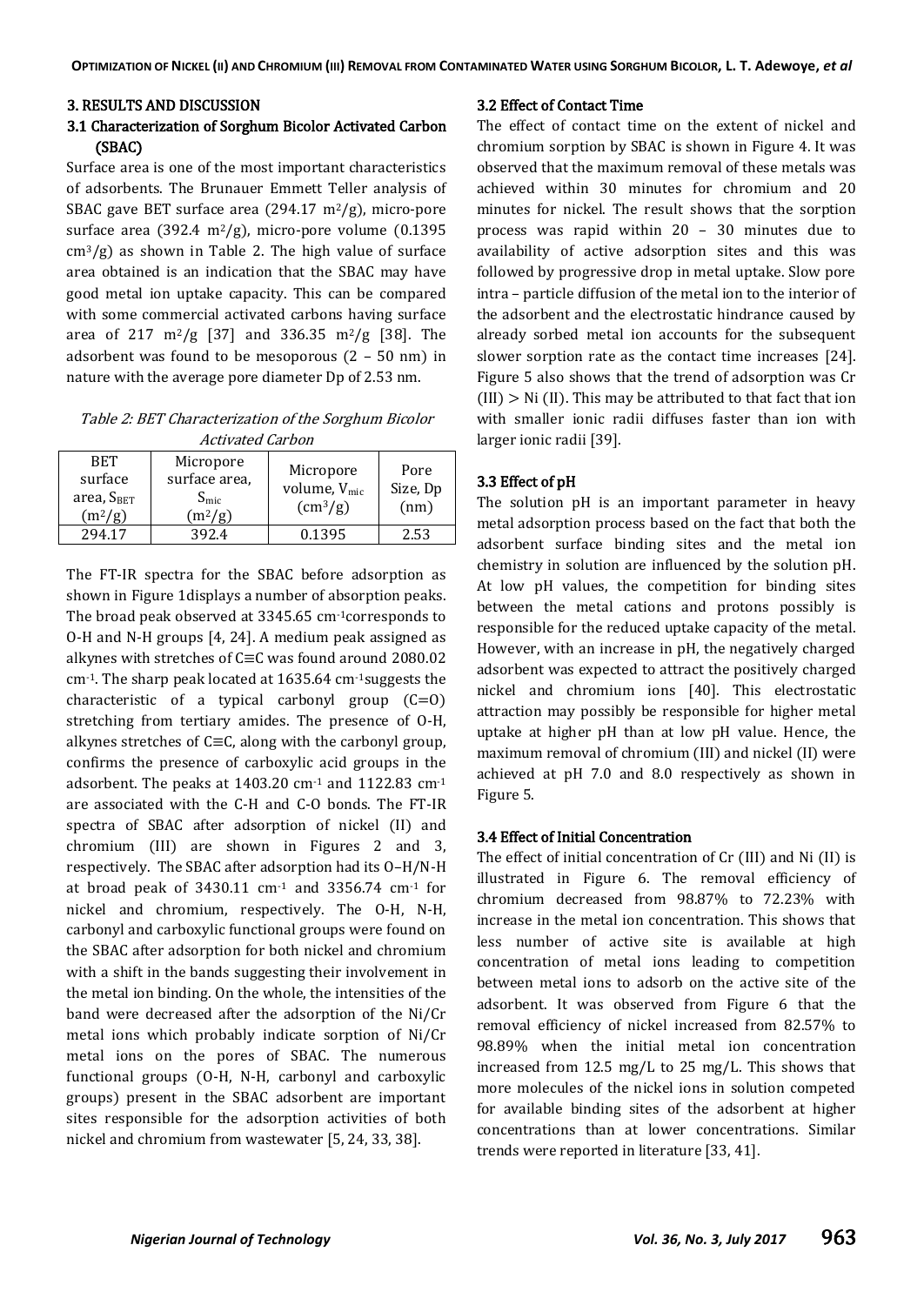## 3. RESULTS AND DISCUSSION

### 3.1 Characterization of Sorghum Bicolor Activated Carbon (SBAC)

Surface area is one of the most important characteristics of adsorbents. The Brunauer Emmett Teller analysis of SBAC gave BET surface area (294.17 $m^2/g$), micro-pore surface area (392.4 $m^2/g$), micro-pore volume (0.1395 $cm^3/g$) as shown in Table 2. The high value of surface area obtained is an indication that the SBAC may have good metal ion uptake capacity. This can be compared with some commercial activated carbons having surface area of 217 $m^2/g$ [37] and 336.35 $m^2/g$ [38]. The adsorbent was found to be mesoporous (2 – 50 nm) in nature with the average pore diameter Dp of 2.53 nm.

*Table 2: BET Characterization of the Sorghum Bicolor Activated Carbon*

| BET surface area, $S_{BET}$ ($m^2/g$) | Micropore surface area, $S_{mic}$ ($m^2/g$) | Micropore volume, $V_{mic}$ ($cm^3/g$) | Pore Size, Dp (nm) |
|---|---|---|---|
| 294.17 | 392.4 | 0.1395 | 2.53 |

The FT-IR spectra for the SBAC before adsorption as shown in Figure 1displays a number of absorption peaks. The broad peak observed at 3345.65 $cm^{-1}$corresponds to O-H and N-H groups [4, 24]. A medium peak assigned as alkynes with stretches of C≡C was found around 2080.02 $cm^{-1}$. The sharp peak located at 1635.64 $cm^{-1}$suggests the characteristic of a typical carbonyl group (C=O) stretching from tertiary amides. The presence of O-H, alkynes stretches of C≡C, along with the carbonyl group, confirms the presence of carboxylic acid groups in the adsorbent. The peaks at 1403.20 $cm^{-1}$ and 1122.83 $cm^{-1}$ are associated with the C-H and C-O bonds. The FT-IR spectra of SBAC after adsorption of nickel (II) and chromium (III) are shown in Figures 2 and 3, respectively. The SBAC after adsorption had its O–H/N-H at broad peak of 3430.11 $cm^{-1}$ and 3356.74 $cm^{-1}$ for nickel and chromium, respectively. The O-H, N-H, carbonyl and carboxylic functional groups were found on the SBAC after adsorption for both nickel and chromium with a shift in the bands suggesting their involvement in the metal ion binding. On the whole, the intensities of the band were decreased after the adsorption of the Ni/Cr metal ions which probably indicate sorption of Ni/Cr metal ions on the pores of SBAC. The numerous functional groups (O-H, N-H, carbonyl and carboxylic groups) present in the SBAC adsorbent are important sites responsible for the adsorption activities of both nickel and chromium from wastewater [5, 24, 33, 38].

### 3.2 Effect of Contact Time

The effect of contact time on the extent of nickel and chromium sorption by SBAC is shown in Figure 4. It was observed that the maximum removal of these metals was achieved within 30 minutes for chromium and 20 minutes for nickel. The result shows that the sorption process was rapid within 20 – 30 minutes due to availability of active adsorption sites and this was followed by progressive drop in metal uptake. Slow pore intra – particle diffusion of the metal ion to the interior of the adsorbent and the electrostatic hindrance caused by already sorbed metal ion accounts for the subsequent slower sorption rate as the contact time increases [24]. Figure 5 also shows that the trend of adsorption was Cr (III) > Ni (II). This may be attributed to that fact that ion with smaller ionic radii diffuses faster than ion with larger ionic radii [39].

### 3.3 Effect of pH

The solution pH is an important parameter in heavy metal adsorption process based on the fact that both the adsorbent surface binding sites and the metal ion chemistry in solution are influenced by the solution pH. At low pH values, the competition for binding sites between the metal cations and protons possibly is responsible for the reduced uptake capacity of the metal. However, with an increase in pH, the negatively charged adsorbent was expected to attract the positively charged nickel and chromium ions [40]. This electrostatic attraction may possibly be responsible for higher metal uptake at higher pH than at low pH value. Hence, the maximum removal of chromium (III) and nickel (II) were achieved at pH 7.0 and 8.0 respectively as shown in Figure 5.

### 3.4 Effect of Initial Concentration

The effect of initial concentration of Cr (III) and Ni (II) is illustrated in Figure 6. The removal efficiency of chromium decreased from 98.87% to 72.23% with increase in the metal ion concentration. This shows that less number of active site is available at high concentration of metal ions leading to competition between metal ions to adsorb on the active site of the adsorbent. It was observed from Figure 6 that the removal efficiency of nickel increased from 82.57% to 98.89% when the initial metal ion concentration increased from 12.5 mg/L to 25 mg/L. This shows that more molecules of the nickel ions in solution competed for available binding sites of the adsorbent at higher concentrations than at lower concentrations. Similar trends were reported in literature [33, 41].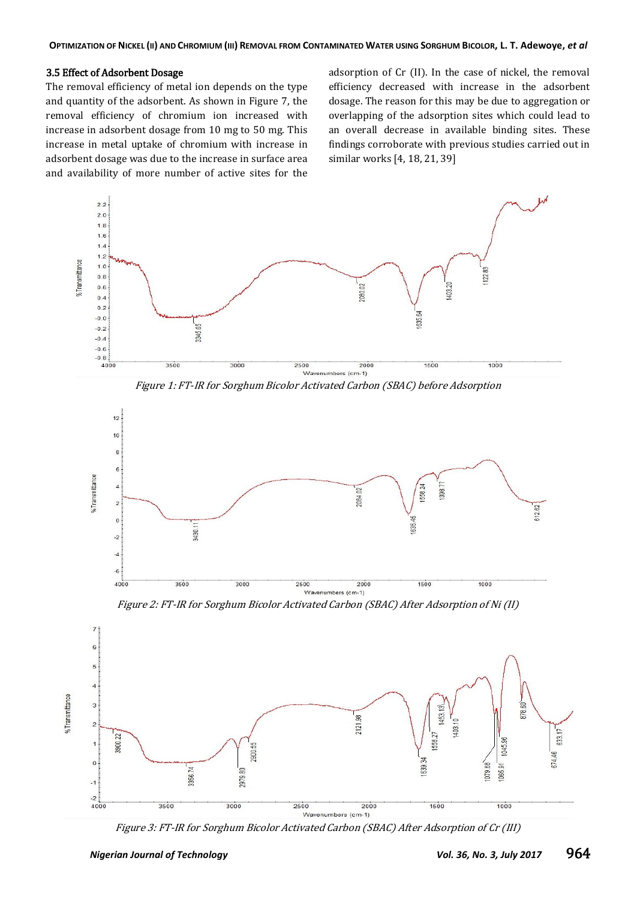### 3.5 Effect of Adsorbent Dosage

The removal efficiency of metal ion depends on the type and quantity of the adsorbent. As shown in Figure 7, the removal efficiency of chromium ion increased with increase in adsorbent dosage from 10 mg to 50 mg. This increase in metal uptake of chromium with increase in adsorbent dosage was due to the increase in surface area and availability of more number of active sites for the adsorption of Cr (II). In the case of nickel, the removal efficiency decreased with increase in the adsorbent dosage. The reason for this may be due to aggregation or overlapping of the adsorption sites which could lead to an overall decrease in available binding sites. These findings corroborate with previous studies carried out in similar works [4, 18, 21, 39]

*Figure 1: FT-IR for Sorghum Bicolor Activated Carbon (SBAC) before Adsorption*

*Figure 2: FT-IR for Sorghum Bicolor Activated Carbon (SBAC) After Adsorption of Ni (II)*

*Figure 3: FT-IR for Sorghum Bicolor Activated Carbon (SBAC) After Adsorption of Cr (III)*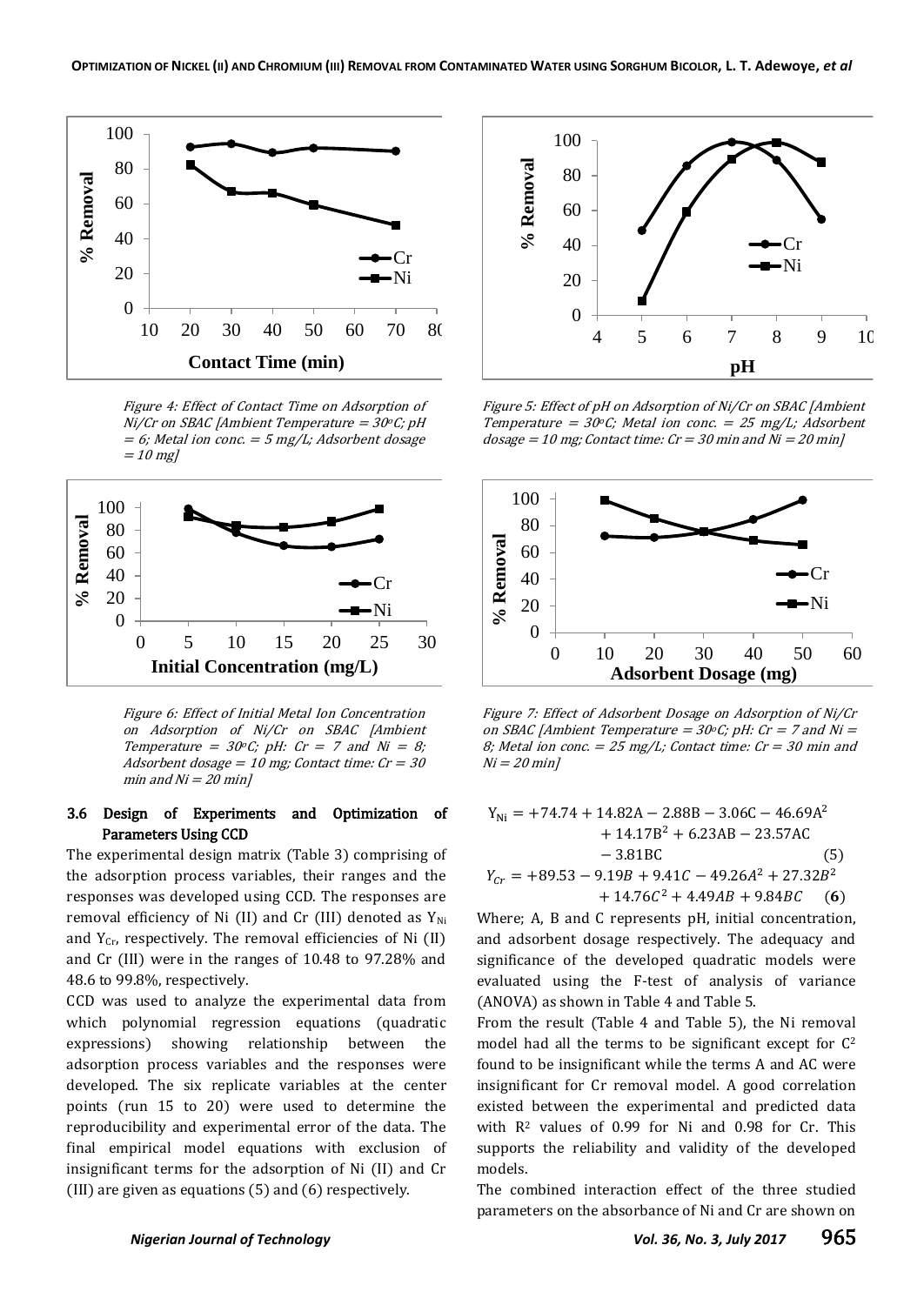Figure 4: Effect of Contact Time on Adsorption of Ni/Cr on SBAC [Ambient Temperature = 30°C; pH = 6; Metal ion conc. = 5 mg/L; Adsorbent dosage = 10 mg]

Figure 5: Effect of pH on Adsorption of Ni/Cr on SBAC [Ambient Temperature = 30°C; Metal ion conc. = 25 mg/L; Adsorbent dosage = 10 mg; Contact time: Cr = 30 min and Ni = 20 min]

Figure 6: Effect of Initial Metal Ion Concentration on Adsorption of Ni/Cr on SBAC [Ambient Temperature = 30°C; pH: Cr = 7 and Ni = 8; Adsorbent dosage = 10 mg; Contact time: Cr = 30 min and Ni = 20 min]

Figure 7: Effect of Adsorbent Dosage on Adsorption of Ni/Cr on SBAC [Ambient Temperature = 30°C; pH: Cr = 7 and Ni = 8; Metal ion conc. = 25 mg/L; Contact time: Cr = 30 min and Ni = 20 min]

### 3.6 Design of Experiments and Optimization of Parameters Using CCD

The experimental design matrix (Table 3) comprising of the adsorption process variables, their ranges and the responses was developed using CCD. The responses are removal efficiency of Ni (II) and Cr (III) denoted as $Y_{Ni}$ and $Y_{Cr}$, respectively. The removal efficiencies of Ni (II) and Cr (III) were in the ranges of 10.48 to 97.28% and 48.6 to 99.8%, respectively.

CCD was used to analyze the experimental data from which polynomial regression equations (quadratic expressions) showing relationship between the adsorption process variables and the responses were developed. The six replicate variables at the center points (run 15 to 20) were used to determine the reproducibility and experimental error of the data. The final empirical model equations with exclusion of insignificant terms for the adsorption of Ni (II) and Cr (III) are given as equations (5) and (6) respectively.

$$Y_{Ni} = +74.74 + 14.82A - 2.88B - 3.06C - 46.69A^2 + 14.17B^2 + 6.23AB - 23.57AC - 3.81BC \quad (5)$$

$$Y_{Cr} = +89.53 - 9.19B + 9.41C - 49.26A^2 + 27.32B^2 + 14.76C^2 + 4.49AB + 9.84BC \quad (\mathbf{6})$$

Where; A, B and C represents pH, initial concentration, and adsorbent dosage respectively. The adequacy and significance of the developed quadratic models were evaluated using the F-test of analysis of variance (ANOVA) as shown in Table 4 and Table 5.

From the result (Table 4 and Table 5), the Ni removal model had all the terms to be significant except for $C^2$ found to be insignificant while the terms A and AC were insignificant for Cr removal model. A good correlation existed between the experimental and predicted data with $R^2$ values of 0.99 for Ni and 0.98 for Cr. This supports the reliability and validity of the developed models.

The combined interaction effect of the three studied parameters on the absorbance of Ni and Cr are shown on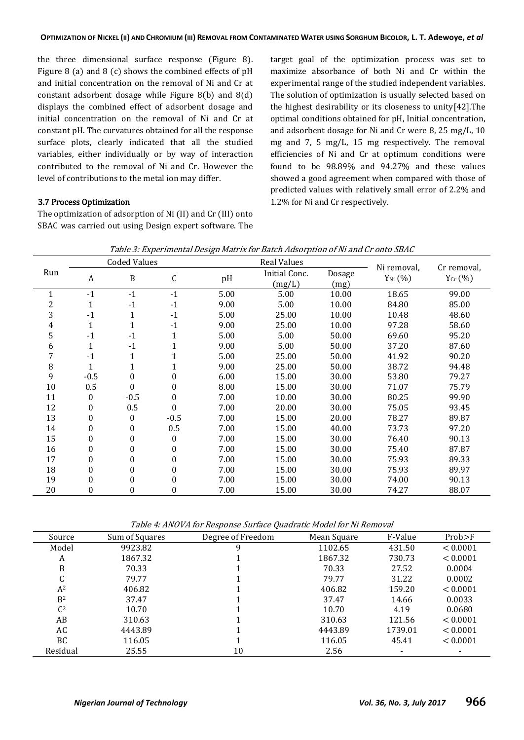the three dimensional surface response (Figure 8). Figure 8 (a) and 8 (c) shows the combined effects of pH and initial concentration on the removal of Ni and Cr at constant adsorbent dosage while Figure 8(b) and 8(d) displays the combined effect of adsorbent dosage and initial concentration on the removal of Ni and Cr at constant pH. The curvatures obtained for all the response surface plots, clearly indicated that all the studied variables, either individually or by way of interaction contributed to the removal of Ni and Cr. However the level of contributions to the metal ion may differ.

### 3.7 Process Optimization

The optimization of adsorption of Ni (II) and Cr (III) onto SBAC was carried out using Design expert software. The target goal of the optimization process was set to maximize absorbance of both Ni and Cr within the experimental range of the studied independent variables. The solution of optimization is usually selected based on the highest desirability or its closeness to unity[42].The optimal conditions obtained for pH, Initial concentration, and adsorbent dosage for Ni and Cr were 8, 25 mg/L, 10 mg and 7, 5 mg/L, 15 mg respectively. The removal efficiencies of Ni and Cr at optimum conditions were found to be 98.89% and 94.27% and these values showed a good agreement when compared with those of predicted values with relatively small error of 2.2% and 1.2% for Ni and Cr respectively.

*Table 3: Experimental Design Matrix for Batch Adsorption of Ni and Cr onto SBAC*

| Run | Coded Values | | | Real Values | | | Ni removal, $Y_{Ni}$ (%) | Cr removal, $Y_{Cr}$ (%) |
|---|---|---|---|---|---|---|---|---|
| | A | B | C | pH | Initial Conc. (mg/L) | Dosage (mg) | | |
| 1 | -1 | -1 | -1 | 5.00 | 5.00 | 10.00 | 18.65 | 99.00 |
| 2 | 1 | -1 | -1 | 9.00 | 5.00 | 10.00 | 84.80 | 85.00 |
| 3 | -1 | 1 | -1 | 5.00 | 25.00 | 10.00 | 10.48 | 48.60 |
| 4 | 1 | 1 | -1 | 9.00 | 25.00 | 10.00 | 97.28 | 58.60 |
| 5 | -1 | -1 | 1 | 5.00 | 5.00 | 50.00 | 69.60 | 95.20 |
| 6 | 1 | -1 | 1 | 9.00 | 5.00 | 50.00 | 37.20 | 87.60 |
| 7 | -1 | 1 | 1 | 5.00 | 25.00 | 50.00 | 41.92 | 90.20 |
| 8 | 1 | 1 | 1 | 9.00 | 25.00 | 50.00 | 38.72 | 94.48 |
| 9 | -0.5 | 0 | 0 | 6.00 | 15.00 | 30.00 | 53.80 | 79.27 |
| 10 | 0.5 | 0 | 0 | 8.00 | 15.00 | 30.00 | 71.07 | 75.79 |
| 11 | 0 | -0.5 | 0 | 7.00 | 10.00 | 30.00 | 80.25 | 99.90 |
| 12 | 0 | 0.5 | 0 | 7.00 | 20.00 | 30.00 | 75.05 | 93.45 |
| 13 | 0 | 0 | -0.5 | 7.00 | 15.00 | 20.00 | 78.27 | 89.87 |
| 14 | 0 | 0 | 0.5 | 7.00 | 15.00 | 40.00 | 73.73 | 97.20 |
| 15 | 0 | 0 | 0 | 7.00 | 15.00 | 30.00 | 76.40 | 90.13 |
| 16 | 0 | 0 | 0 | 7.00 | 15.00 | 30.00 | 75.40 | 87.87 |
| 17 | 0 | 0 | 0 | 7.00 | 15.00 | 30.00 | 75.93 | 89.33 |
| 18 | 0 | 0 | 0 | 7.00 | 15.00 | 30.00 | 75.93 | 89.97 |
| 19 | 0 | 0 | 0 | 7.00 | 15.00 | 30.00 | 74.00 | 90.13 |
| 20 | 0 | 0 | 0 | 7.00 | 15.00 | 30.00 | 74.27 | 88.07 |

*Table 4: ANOVA for Response Surface Quadratic Model for Ni Removal*

| Source | Sum of Squares | Degree of Freedom | Mean Square | F-Value | Prob>F |
|---|---|---|---|---|---|
| Model | 9923.82 | 9 | 1102.65 | 431.50 | < 0.0001 |
| A | 1867.32 | 1 | 1867.32 | 730.73 | < 0.0001 |
| B | 70.33 | 1 | 70.33 | 27.52 | 0.0004 |
| C | 79.77 | 1 | 79.77 | 31.22 | 0.0002 |
| $A^2$ | 406.82 | 1 | 406.82 | 159.20 | < 0.0001 |
| $B^2$ | 37.47 | 1 | 37.47 | 14.66 | 0.0033 |
| $C^2$ | 10.70 | 1 | 10.70 | 4.19 | 0.0680 |
| AB | 310.63 | 1 | 310.63 | 121.56 | < 0.0001 |
| AC | 4443.89 | 1 | 4443.89 | 1739.01 | < 0.0001 |
| BC | 116.05 | 1 | 116.05 | 45.41 | < 0.0001 |
| Residual | 25.55 | 10 | 2.56 | - | - |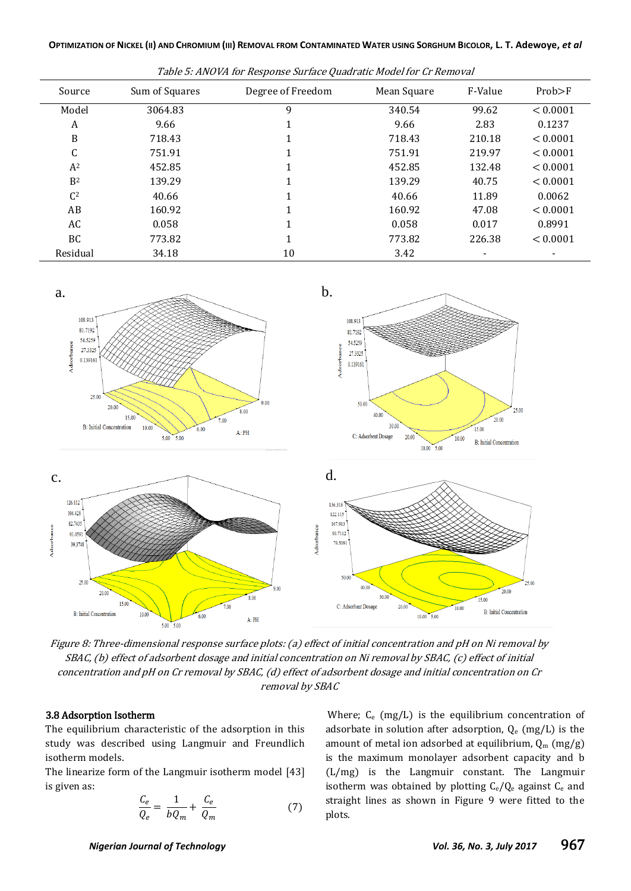*Table 5: ANOVA for Response Surface Quadratic Model for Cr Removal*

| Source | Sum of Squares | Degree of Freedom | Mean Square | F-Value | Prob>F |
|---|---|---|---|---|---|
| Model | 3064.83 | 9 | 340.54 | 99.62 | < 0.0001 |
| A | 9.66 | 1 | 9.66 | 2.83 | 0.1237 |
| B | 718.43 | 1 | 718.43 | 210.18 | < 0.0001 |
| C | 751.91 | 1 | 751.91 | 219.97 | < 0.0001 |
| $A^2$ | 452.85 | 1 | 452.85 | 132.48 | < 0.0001 |
| $B^2$ | 139.29 | 1 | 139.29 | 40.75 | < 0.0001 |
| $C^2$ | 40.66 | 1 | 40.66 | 11.89 | 0.0062 |
| AB | 160.92 | 1 | 160.92 | 47.08 | < 0.0001 |
| AC | 0.058 | 1 | 0.058 | 0.017 | 0.8991 |
| BC | 773.82 | 1 | 773.82 | 226.38 | < 0.0001 |
| Residual | 34.18 | 10 | 3.42 | - | - |

*Figure 8: Three-dimensional response surface plots: (a) effect of initial concentration and pH on Ni removal by SBAC, (b) effect of adsorbent dosage and initial concentration on Ni removal by SBAC, (c) effect of initial concentration and pH on Cr removal by SBAC, (d) effect of adsorbent dosage and initial concentration on Cr removal by SBAC*

### 3.8 Adsorption Isotherm

The equilibrium characteristic of the adsorption in this study was described using Langmuir and Freundlich isotherm models.

The linearize form of the Langmuir isotherm model [43] is given as:

$$\frac{C_e}{Q_e} = \frac{1}{bQ_m} + \frac{C_e}{Q_m} \qquad (7)$$

Where; $C_e$ (mg/L) is the equilibrium concentration of adsorbate in solution after adsorption, $Q_e$ (mg/L) is the amount of metal ion adsorbed at equilibrium, $Q_m$ (mg/g) is the maximum monolayer adsorbent capacity and b (L/mg) is the Langmuir constant. The Langmuir isotherm was obtained by plotting $C_e/Q_e$ against $C_e$ and straight lines as shown in Figure 9 were fitted to the plots.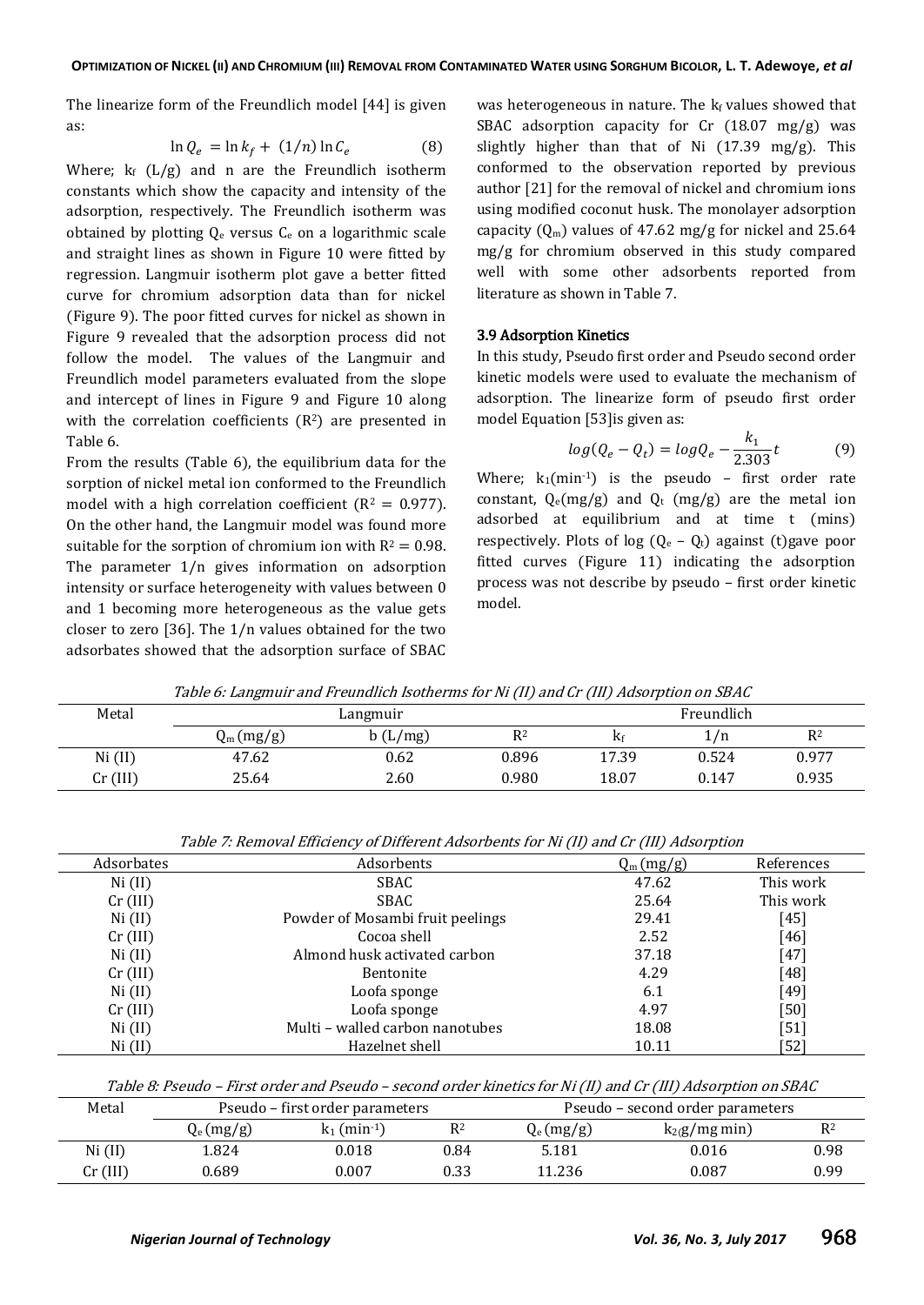The linearize form of the Freundlich model [44] is given as:

$$\ln Q_e = \ln k_f + (1/n) \ln C_e \qquad (8)$$

Where; $k_f$ (L/g) and n are the Freundlich isotherm constants which show the capacity and intensity of the adsorption, respectively. The Freundlich isotherm was obtained by plotting $Q_e$ versus $C_e$ on a logarithmic scale and straight lines as shown in Figure 10 were fitted by regression. Langmuir isotherm plot gave a better fitted curve for chromium adsorption data than for nickel (Figure 9). The poor fitted curves for nickel as shown in Figure 9 revealed that the adsorption process did not follow the model. The values of the Langmuir and Freundlich model parameters evaluated from the slope and intercept of lines in Figure 9 and Figure 10 along with the correlation coefficients ($R^2$) are presented in Table 6.

From the results (Table 6), the equilibrium data for the sorption of nickel metal ion conformed to the Freundlich model with a high correlation coefficient ($R^2$ = 0.977). On the other hand, the Langmuir model was found more suitable for the sorption of chromium ion with $R^2$ = 0.98. The parameter 1/n gives information on adsorption intensity or surface heterogeneity with values between 0 and 1 becoming more heterogeneous as the value gets closer to zero [36]. The 1/n values obtained for the two adsorbates showed that the adsorption surface of SBAC was heterogeneous in nature. The $k_f$ values showed that SBAC adsorption capacity for Cr (18.07 mg/g) was slightly higher than that of Ni (17.39 mg/g). This conformed to the observation reported by previous author [21] for the removal of nickel and chromium ions using modified coconut husk. The monolayer adsorption capacity ($Q_m$) values of 47.62 mg/g for nickel and 25.64 mg/g for chromium observed in this study compared well with some other adsorbents reported from literature as shown in Table 7.

### 3.9 Adsorption Kinetics

In this study, Pseudo first order and Pseudo second order kinetic models were used to evaluate the mechanism of adsorption. The linearize form of pseudo first order model Equation [53]is given as:

$$log(Q_e - Q_t) = logQ_e - \frac{k_1}{2.303}t \qquad (9)$$

Where; $k_1$($min^{-1}$) is the pseudo – first order rate constant, $Q_e$(mg/g) and $Q_t$ (mg/g) are the metal ion adsorbed at equilibrium and at time t (mins) respectively. Plots of log ($Q_e$ – $Q_t$) against (t)gave poor fitted curves (Figure 11) indicating the adsorption process was not describe by pseudo – first order kinetic model.

*Table 6: Langmuir and Freundlich Isotherms for Ni (II) and Cr (III) Adsorption on SBAC*

| Metal | Langmuir | | | Freundlich | | |
|---|---|---|---|---|---|---|
| | $Q_m$ (mg/g) | b (L/mg) | $R^2$ | $k_f$ | 1/n | $R^2$ |
| Ni (II) | 47.62 | 0.62 | 0.896 | 17.39 | 0.524 | 0.977 |
| Cr (III) | 25.64 | 2.60 | 0.980 | 18.07 | 0.147 | 0.935 |

*Table 7: Removal Efficiency of Different Adsorbents for Ni (II) and Cr (III) Adsorption*

| Adsorbates | Adsorbents | $Q_m$ (mg/g) | References |
|---|---|---|---|
| Ni (II) | SBAC | 47.62 | This work |
| Cr (III) | SBAC | 25.64 | This work |
| Ni (II) | Powder of Mosambi fruit peelings | 29.41 | [45] |
| Cr (III) | Cocoa shell | 2.52 | [46] |
| Ni (II) | Almond husk activated carbon | 37.18 | [47] |
| Cr (III) | Bentonite | 4.29 | [48] |
| Ni (II) | Loofa sponge | 6.1 | [49] |
| Cr (III) | Loofa sponge | 4.97 | [50] |
| Ni (II) | Multi – walled carbon nanotubes | 18.08 | [51] |
| Ni (II) | Hazelnet shell | 10.11 | [52] |

*Table 8: Pseudo – First order and Pseudo – second order kinetics for Ni (II) and Cr (III) Adsorption on SBAC*

| Metal | Pseudo – first order parameters | | | Pseudo – second order parameters | | |
|---|---|---|---|---|---|---|
| | $Q_e$ (mg/g) | $k_1$ ($min^{-1}$) | $R^2$ | $Q_e$ (mg/g) | $k_2$(g/mg min) | $R^2$ |
| Ni (II) | 1.824 | 0.018 | 0.84 | 5.181 | 0.016 | 0.98 |
| Cr (III) | 0.689 | 0.007 | 0.33 | 11.236 | 0.087 | 0.99 |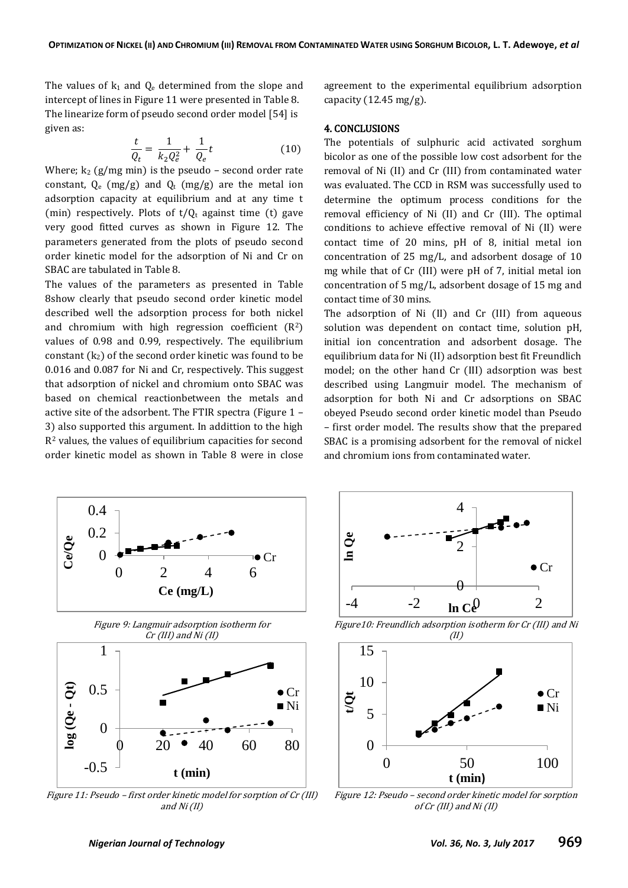The values of $k_1$ and $Q_e$ determined from the slope and intercept of lines in Figure 11 were presented in Table 8. The linearize form of pseudo second order model [54] is given as:

$$\frac{t}{Q_t} = \frac{1}{k_2 Q_e^2} + \frac{1}{Q_e}t \quad (10)$$

Where; $k_2$ (g/mg min) is the pseudo – second order rate constant, $Q_e$ (mg/g) and $Q_t$ (mg/g) are the metal ion adsorption capacity at equilibrium and at any time t (min) respectively. Plots of $t/Q_t$ against time (t) gave very good fitted curves as shown in Figure 12. The parameters generated from the plots of pseudo second order kinetic model for the adsorption of Ni and Cr on SBAC are tabulated in Table 8.

The values of the parameters as presented in Table 8show clearly that pseudo second order kinetic model described well the adsorption process for both nickel and chromium with high regression coefficient ($R^2$) values of 0.98 and 0.99, respectively. The equilibrium constant ($k_2$) of the second order kinetic was found to be 0.016 and 0.087 for Ni and Cr, respectively. This suggest that adsorption of nickel and chromium onto SBAC was based on chemical reactionbetween the metals and active site of the adsorbent. The FTIR spectra (Figure 1 – 3) also supported this argument. In addittion to the high $R^2$ values, the values of equilibrium capacities for second order kinetic model as shown in Table 8 were in close agreement to the experimental equilibrium adsorption capacity (12.45 mg/g).

## 4. CONCLUSIONS

The potentials of sulphuric acid activated sorghum bicolor as one of the possible low cost adsorbent for the removal of Ni (II) and Cr (III) from contaminated water was evaluated. The CCD in RSM was successfully used to determine the optimum process conditions for the removal efficiency of Ni (II) and Cr (III). The optimal conditions to achieve effective removal of Ni (II) were contact time of 20 mins, pH of 8, initial metal ion concentration of 25 mg/L, and adsorbent dosage of 10 mg while that of Cr (III) were pH of 7, initial metal ion concentration of 5 mg/L, adsorbent dosage of 15 mg and contact time of 30 mins.

The adsorption of Ni (II) and Cr (III) from aqueous solution was dependent on contact time, solution pH, initial ion concentration and adsorbent dosage. The equilibrium data for Ni (II) adsorption best fit Freundlich model; on the other hand Cr (III) adsorption was best described using Langmuir model. The mechanism of adsorption for both Ni and Cr adsorptions on SBAC obeyed Pseudo second order kinetic model than Pseudo – first order model. The results show that the prepared SBAC is a promising adsorbent for the removal of nickel and chromium ions from contaminated water.

*Figure 9: Langmuir adsorption isotherm for Cr (III) and Ni (II)*

*Figure10: Freundlich adsorption isotherm for Cr (III) and Ni (II)*

*Figure 11: Pseudo – first order kinetic model for sorption of Cr (III) and Ni (II)*

*Figure 12: Pseudo – second order kinetic model for sorption of Cr (III) and Ni (II)*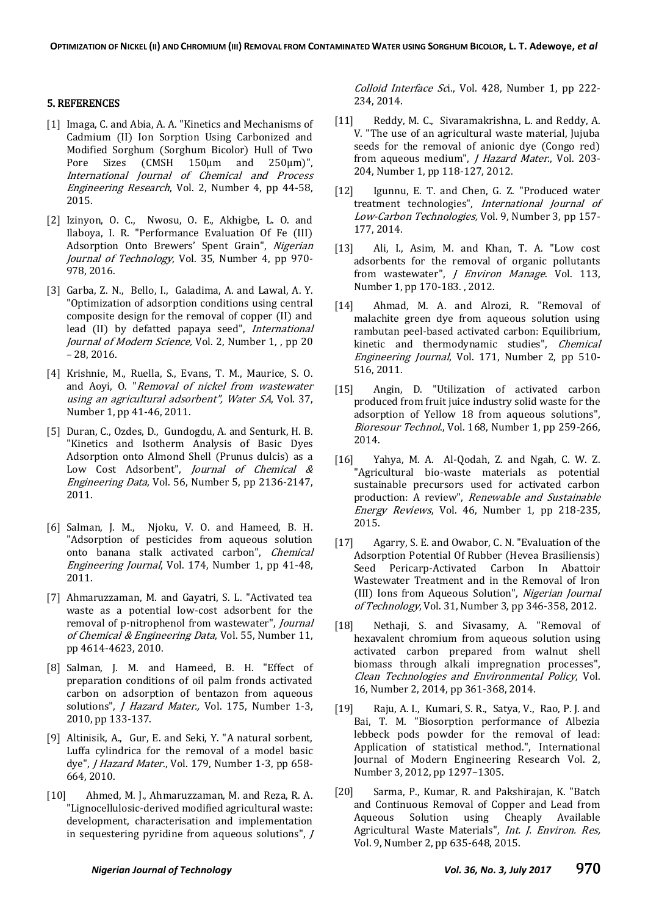## 5. REFERENCES

[1] Imaga, C. and Abia, A. A. "Kinetics and Mechanisms of Cadmium (II) Ion Sorption Using Carbonized and Modified Sorghum (Sorghum Bicolor) Hull of Two Pore Sizes (CMSH 150µm and 250µm)", *International Journal of Chemical and Process Engineering Research*, Vol. 2, Number 4, pp 44-58, 2015.

[2] Izinyon, O. C., Nwosu, O. E., Akhigbe, L. O. and Ilaboya, I. R. "Performance Evaluation Of Fe (III) Adsorption Onto Brewers' Spent Grain", *Nigerian Journal of Technology*, Vol. 35, Number 4, pp 970-978, 2016.

[3] Garba, Z. N., Bello, I., Galadima, A. and Lawal, A. Y. "Optimization of adsorption conditions using central composite design for the removal of copper (II) and lead (II) by defatted papaya seed", *International Journal of Modern Science,* Vol. 2, Number 1, , pp 20 – 28, 2016.

[4] Krishnie, M., Ruella, S., Evans, T. M., Maurice, S. O. and Aoyi, O. "*Removal of nickel from wastewater using an agricultural adsorbent", Water SA*, Vol. 37, Number 1, pp 41-46, 2011.

[5] Duran, C., Ozdes, D., Gundogdu, A. and Senturk, H. B. "Kinetics and Isotherm Analysis of Basic Dyes Adsorption onto Almond Shell (Prunus dulcis) as a Low Cost Adsorbent", *Journal of Chemical & Engineering Data*, Vol. 56, Number 5, pp 2136-2147, 2011.

[6] Salman, J. M., Njoku, V. O. and Hameed, B. H. "Adsorption of pesticides from aqueous solution onto banana stalk activated carbon", *Chemical Engineering Journal*, Vol. 174, Number 1, pp 41-48, 2011.

[7] Ahmaruzzaman, M. and Gayatri, S. L. "Activated tea waste as a potential low-cost adsorbent for the removal of p-nitrophenol from wastewater", *Journal of Chemical & Engineering Data*, Vol. 55, Number 11, pp 4614-4623, 2010.

[8] Salman, J. M. and Hameed, B. H. "Effect of preparation conditions of oil palm fronds activated carbon on adsorption of bentazon from aqueous solutions", *J Hazard Mater.,* Vol. 175, Number 1-3, 2010, pp 133-137.

[9] Altinisik, A., Gur, E. and Seki, Y. "A natural sorbent, Luffa cylindrica for the removal of a model basic dye", *J Hazard Mater*., Vol. 179, Number 1-3, pp 658-664, 2010.

[10] Ahmed, M. J., Ahmaruzzaman, M. and Reza, R. A. "Lignocellulosic-derived modified agricultural waste: development, characterisation and implementation in sequestering pyridine from aqueous solutions", *J Colloid Interface Sc*i., Vol. 428, Number 1, pp 222-234, 2014.

[11] Reddy, M. C., Sivaramakrishna, L. and Reddy, A. V. "The use of an agricultural waste material, Jujuba seeds for the removal of anionic dye (Congo red) from aqueous medium", *J Hazard Mater*., Vol. 203-204, Number 1, pp 118-127, 2012.

[12] Igunnu, E. T. and Chen, G. Z. "Produced water treatment technologies", *International Journal of Low-Carbon Technologies,* Vol. 9, Number 3, pp 157-177, 2014.

[13] Ali, I., Asim, M. and Khan, T. A. "Low cost adsorbents for the removal of organic pollutants from wastewater", *J Environ Manage*. Vol. 113, Number 1, pp 170-183. , 2012.

[14] Ahmad, M. A. and Alrozi, R. "Removal of malachite green dye from aqueous solution using rambutan peel-based activated carbon: Equilibrium, kinetic and thermodynamic studies", *Chemical Engineering Journal*, Vol. 171, Number 2, pp 510-516, 2011.

[15] Angin, D. "Utilization of activated carbon produced from fruit juice industry solid waste for the adsorption of Yellow 18 from aqueous solutions", *Bioresour Technol*., Vol. 168, Number 1, pp 259-266, 2014.

[16] Yahya, M. A. Al-Qodah, Z. and Ngah, C. W. Z. "Agricultural bio-waste materials as potential sustainable precursors used for activated carbon production: A review", *Renewable and Sustainable Energy Reviews*, Vol. 46, Number 1, pp 218-235, 2015.

[17] Agarry, S. E. and Owabor, C. N. "Evaluation of the Adsorption Potential Of Rubber (Hevea Brasiliensis) Seed Pericarp-Activated Carbon In Abattoir Wastewater Treatment and in the Removal of Iron (III) Ions from Aqueous Solution", *Nigerian Journal of Technology*, Vol. 31, Number 3, pp 346-358, 2012.

[18] Nethaji, S. and Sivasamy, A. "Removal of hexavalent chromium from aqueous solution using activated carbon prepared from walnut shell biomass through alkali impregnation processes", *Clean Technologies and Environmental Policy*, Vol. 16, Number 2, 2014, pp 361-368, 2014.

[19] Raju, A. I., Kumari, S. R., Satya, V., Rao, P. J. and Bai, T. M. "Biosorption performance of Albezia lebbeck pods powder for the removal of lead: Application of statistical method.", International Journal of Modern Engineering Research Vol. 2, Number 3, 2012, pp 1297–1305.

[20] Sarma, P., Kumar, R. and Pakshirajan, K. "Batch and Continuous Removal of Copper and Lead from Aqueous Solution using Cheaply Available Agricultural Waste Materials", *Int. J. Environ. Res,* Vol. 9, Number 2, pp 635-648, 2015.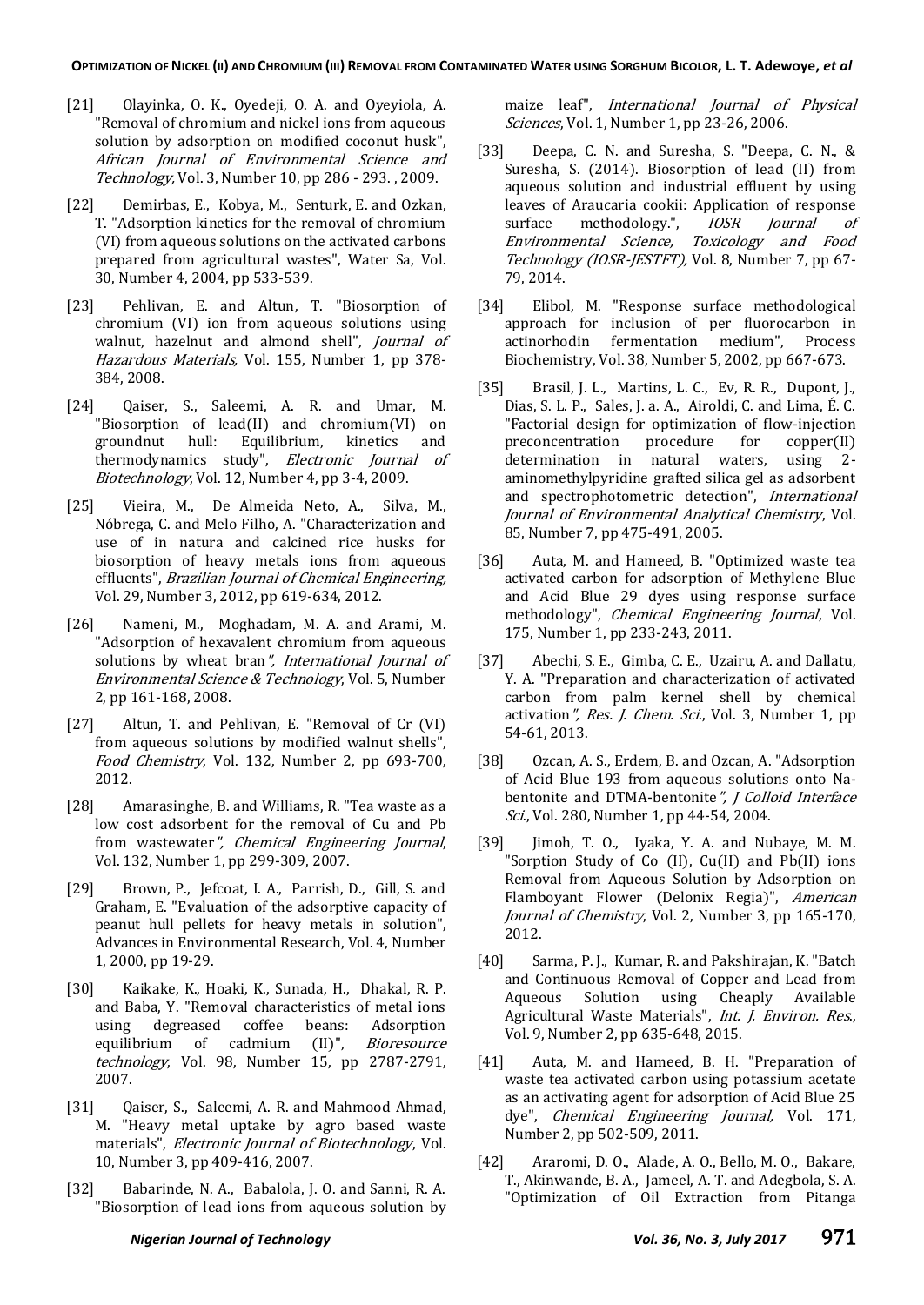[21] Olayinka, O. K., Oyedeji, O. A. and Oyeyiola, A. "Removal of chromium and nickel ions from aqueous solution by adsorption on modified coconut husk", *African Journal of Environmental Science and Technology,* Vol. 3, Number 10, pp 286 - 293. , 2009.

[22] Demirbas, E., Kobya, M., Senturk, E. and Ozkan, T. "Adsorption kinetics for the removal of chromium (VI) from aqueous solutions on the activated carbons prepared from agricultural wastes", Water Sa, Vol. 30, Number 4, 2004, pp 533-539.

[23] Pehlivan, E. and Altun, T. "Biosorption of chromium (VI) ion from aqueous solutions using walnut, hazelnut and almond shell", *Journal of Hazardous Materials,* Vol. 155, Number 1, pp 378-384, 2008.

[24] Qaiser, S., Saleemi, A. R. and Umar, M. "Biosorption of lead(II) and chromium(VI) on groundnut hull: Equilibrium, kinetics and thermodynamics study", *Electronic Journal of Biotechnology*, Vol. 12, Number 4, pp 3-4, 2009.

[25] Vieira, M., De Almeida Neto, A., Silva, M., Nóbrega, C. and Melo Filho, A. "Characterization and use of in natura and calcined rice husks for biosorption of heavy metals ions from aqueous effluents", *Brazilian Journal of Chemical Engineering,* Vol. 29, Number 3, 2012, pp 619-634, 2012.

[26] Nameni, M., Moghadam, M. A. and Arami, M. "Adsorption of hexavalent chromium from aqueous solutions by wheat bran*", International Journal of Environmental Science & Technology*, Vol. 5, Number 2, pp 161-168, 2008.

[27] Altun, T. and Pehlivan, E. "Removal of Cr (VI) from aqueous solutions by modified walnut shells", *Food Chemistry*, Vol. 132, Number 2, pp 693-700, 2012.

[28] Amarasinghe, B. and Williams, R. "Tea waste as a low cost adsorbent for the removal of Cu and Pb from wastewater*", Chemical Engineering Journal*, Vol. 132, Number 1, pp 299-309, 2007.

[29] Brown, P., Jefcoat, I. A., Parrish, D., Gill, S. and Graham, E. "Evaluation of the adsorptive capacity of peanut hull pellets for heavy metals in solution", Advances in Environmental Research, Vol. 4, Number 1, 2000, pp 19-29.

[30] Kaikake, K., Hoaki, K., Sunada, H., Dhakal, R. P. and Baba, Y. "Removal characteristics of metal ions using degreased coffee beans: Adsorption equilibrium of cadmium (II)", *Bioresource technology*, Vol. 98, Number 15, pp 2787-2791, 2007.

[31] Qaiser, S., Saleemi, A. R. and Mahmood Ahmad, M. "Heavy metal uptake by agro based waste materials", *Electronic Journal of Biotechnology*, Vol. 10, Number 3, pp 409-416, 2007.

[32] Babarinde, N. A., Babalola, J. O. and Sanni, R. A. "Biosorption of lead ions from aqueous solution by maize leaf", *International Journal of Physical Sciences*, Vol. 1, Number 1, pp 23-26, 2006.

[33] Deepa, C. N. and Suresha, S. "Deepa, C. N., & Suresha, S. (2014). Biosorption of lead (II) from aqueous solution and industrial effluent by using leaves of Araucaria cookii: Application of response surface methodology.", *IOSR Journal of Environmental Science, Toxicology and Food Technology (IOSR-JESTFT),* Vol. 8, Number 7, pp 67-79, 2014.

[34] Elibol, M. "Response surface methodological approach for inclusion of per fluorocarbon in actinorhodin fermentation medium", Process Biochemistry, Vol. 38, Number 5, 2002, pp 667-673.

[35] Brasil, J. L., Martins, L. C., Ev, R. R., Dupont, J., Dias, S. L. P., Sales, J. a. A., Airoldi, C. and Lima, É. C. "Factorial design for optimization of flow-injection preconcentration procedure for copper(II) determination in natural waters, using 2-aminomethylpyridine grafted silica gel as adsorbent and spectrophotometric detection", *International Journal of Environmental Analytical Chemistry*, Vol. 85, Number 7, pp 475-491, 2005.

[36] Auta, M. and Hameed, B. "Optimized waste tea activated carbon for adsorption of Methylene Blue and Acid Blue 29 dyes using response surface methodology", *Chemical Engineering Journal*, Vol. 175, Number 1, pp 233-243, 2011.

[37] Abechi, S. E., Gimba, C. E., Uzairu, A. and Dallatu, Y. A. "Preparation and characterization of activated carbon from palm kernel shell by chemical activation*", Res. J. Chem. Sci*., Vol. 3, Number 1, pp 54-61, 2013.

[38] Ozcan, A. S., Erdem, B. and Ozcan, A. "Adsorption of Acid Blue 193 from aqueous solutions onto Na-bentonite and DTMA-bentonite*", J Colloid Interface Sci*., Vol. 280, Number 1, pp 44-54, 2004.

[39] Jimoh, T. O., Iyaka, Y. A. and Nubaye, M. M. "Sorption Study of Co (II), Cu(II) and Pb(II) ions Removal from Aqueous Solution by Adsorption on Flamboyant Flower (Delonix Regia)", *American Journal of Chemistry*, Vol. 2, Number 3, pp 165-170, 2012.

[40] Sarma, P. J., Kumar, R. and Pakshirajan, K. "Batch and Continuous Removal of Copper and Lead from Aqueous Solution using Cheaply Available Agricultural Waste Materials", *Int. J. Environ. Res*., Vol. 9, Number 2, pp 635-648, 2015.

[41] Auta, M. and Hameed, B. H. "Preparation of waste tea activated carbon using potassium acetate as an activating agent for adsorption of Acid Blue 25 dye", *Chemical Engineering Journal,* Vol. 171, Number 2, pp 502-509, 2011.

[42] Araromi, D. O., Alade, A. O., Bello, M. O., Bakare, T., Akinwande, B. A., Jameel, A. T. and Adegbola, S. A. "Optimization of Oil Extraction from Pitanga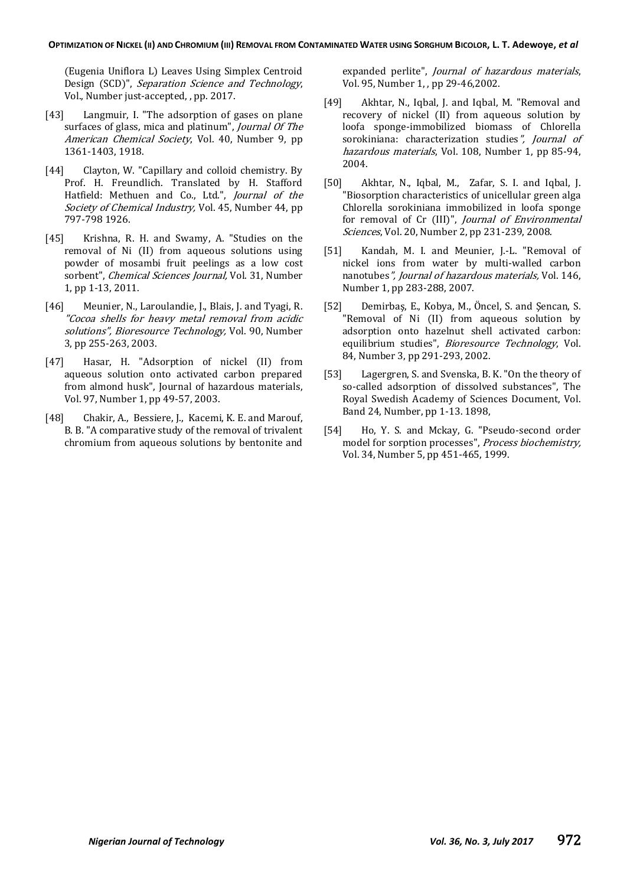(Eugenia Uniflora L) Leaves Using Simplex Centroid Design (SCD)", *Separation Science and Technology*, Vol., Number just-accepted, , pp. 2017.

[43] Langmuir, I. "The adsorption of gases on plane surfaces of glass, mica and platinum", *Journal Of The American Chemical Society*, Vol. 40, Number 9, pp 1361-1403, 1918.

[44] Clayton, W. "Capillary and colloid chemistry. By Prof. H. Freundlich. Translated by H. Stafford Hatfield: Methuen and Co., Ltd.", *Journal of the Society of Chemical Industry,* Vol. 45, Number 44, pp 797-798 1926.

[45] Krishna, R. H. and Swamy, A. "Studies on the removal of Ni (II) from aqueous solutions using powder of mosambi fruit peelings as a low cost sorbent", *Chemical Sciences Journal,* Vol. 31, Number 1, pp 1-13, 2011.

[46] Meunier, N., Laroulandie, J., Blais, J. and Tyagi, R. *"Cocoa shells for heavy metal removal from acidic solutions", Bioresource Technology,* Vol. 90, Number 3, pp 255-263, 2003.

[47] Hasar, H. "Adsorption of nickel (II) from aqueous solution onto activated carbon prepared from almond husk", Journal of hazardous materials, Vol. 97, Number 1, pp 49-57, 2003.

[48] Chakir, A., Bessiere, J., Kacemi, K. E. and Marouf, B. B. "A comparative study of the removal of trivalent chromium from aqueous solutions by bentonite and expanded perlite", *Journal of hazardous materials*, Vol. 95, Number 1, , pp 29-46,2002.

[49] Akhtar, N., Iqbal, J. and Iqbal, M. "Removal and recovery of nickel (II) from aqueous solution by loofa sponge-immobilized biomass of Chlorella sorokiniana: characterization studies*", Journal of hazardous materials*, Vol. 108, Number 1, pp 85-94, 2004.

[50] Akhtar, N., Iqbal, M., Zafar, S. I. and Iqbal, J. "Biosorption characteristics of unicellular green alga Chlorella sorokiniana immobilized in loofa sponge for removal of Cr (III)", *Journal of Environmental Sciences*, Vol. 20, Number 2, pp 231-239, 2008.

[51] Kandah, M. I. and Meunier, J.-L. "Removal of nickel ions from water by multi-walled carbon nanotubes*", Journal of hazardous materials,* Vol. 146, Number 1, pp 283-288, 2007.

[52] Demirbaş, E., Kobya, M., Öncel, S. and Şencan, S. "Removal of Ni (II) from aqueous solution by adsorption onto hazelnut shell activated carbon: equilibrium studies", *Bioresource Technology*, Vol. 84, Number 3, pp 291-293, 2002.

[53] Lagergren, S. and Svenska, B. K. "On the theory of so-called adsorption of dissolved substances", The Royal Swedish Academy of Sciences Document, Vol. Band 24, Number, pp 1-13. 1898,

[54] Ho, Y. S. and Mckay, G. "Pseudo-second order model for sorption processes", *Process biochemistry,* Vol. 34, Number 5, pp 451-465, 1999.